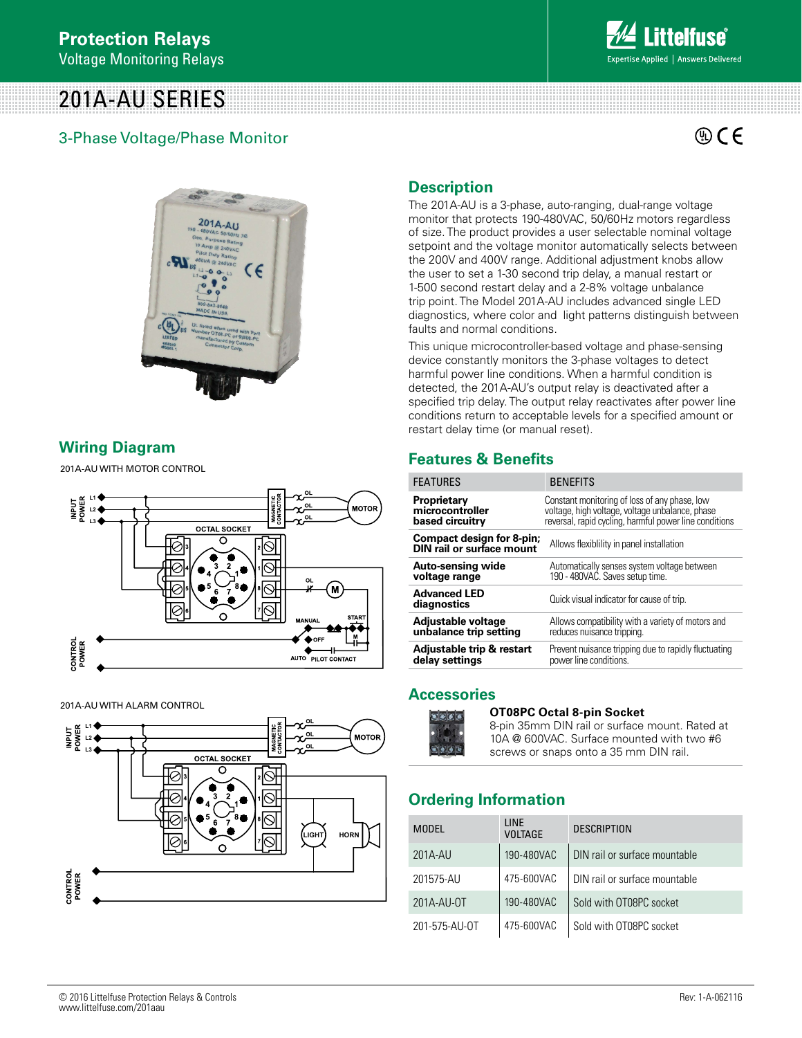# Protection Relays

Voltage Monitoring Relays

# 201A-AU SERIES

## 3-Phase Voltage/Phase Monitor

## Description

The 201A-AU is a 3-phase, auto-ranging, dual-range voltage monitor that protects 190-480VAC, 50/60Hz motors regardless of size. The product provides a user selectable nominal voltage setpoint and the voltage monitor automatically selects between the 200V and 400V range. Additional adjustment knobs allow the user to set a 1-30 second trip delay, a manual restart or 1-500 second restart delay and a 2-8% voltage unbalance trip point. The Model 201A-AU includes advanced single LED diagnostics, where color and light patterns distinguish between faults and normal conditions.

This unique microcontroller-based voltage and phase-sensing device constantly monitors the 3-phase voltages to detect harmful power line conditions. When a harmful condition is detected, the 201A-AU's output relay is deactivated after a specified trip delay. The output relay reactivates after power line conditions return to acceptable levels for a specified amount or restart delay time (or manual reset).

## Wiring Diagram

201A-AU WITH MOTOR CONTROL

201A-AU WITH ALARM CONTROL

## Features & Benefits

| FEATURES | BENEFITS |
|---|---|
| **Proprietary microcontroller based circuitry** | Constant monitoring of loss of any phase, low voltage, high voltage, voltage unbalance, phase reversal, rapid cycling, harmful power line conditions |
| **Compact design for 8-pin; DIN rail or surface mount** | Allows flexiblility in panel installation |
| **Auto-sensing wide voltage range** | Automatically senses system voltage between 190 - 480VAC. Saves setup time. |
| **Advanced LED diagnostics** | Quick visual indicator for cause of trip. |
| **Adjustable voltage unbalance trip setting** | Allows compatibility with a variety of motors and reduces nuisance tripping. |
| **Adjustable trip & restart delay settings** | Prevent nuisance tripping due to rapidly fluctuating power line conditions. |

## Accessories

**OT08PC Octal 8-pin Socket**

8-pin 35mm DIN rail or surface mount. Rated at 10A @ 600VAC. Surface mounted with two #6 screws or snaps onto a 35 mm DIN rail.

## Ordering Information

| MODEL | LINE VOLTAGE | DESCRIPTION |
|---|---|---|
| 201A-AU | 190-480VAC | DIN rail or surface mountable |
| 201575-AU | 475-600VAC | DIN rail or surface mountable |
| 201A-AU-OT | 190-480VAC | Sold with OT08PC socket |
| 201-575-AU-OT | 475-600VAC | Sold with OT08PC socket |

© 2016 Littelfuse Protection Relays & Controls
www.littelfuse.com/201aau

Rev: 1-A-062116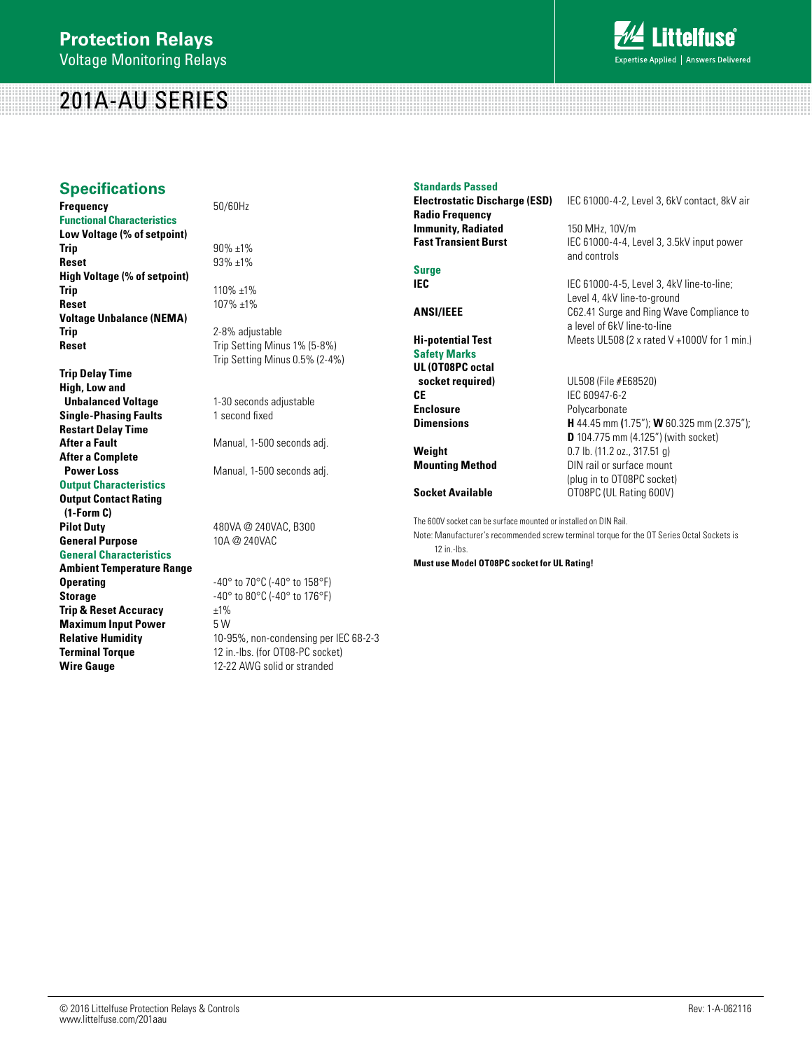# 201A-AU SERIES

## Specifications

| | |
|---|---|
| **Frequency** | 50/60Hz |
| **Functional Characteristics** | |
| **Low Voltage (% of setpoint)** | |
| **Trip** | 90% ±1% |
| **Reset** | 93% ±1% |
| **High Voltage (% of setpoint)** | |
| **Trip** | 110% ±1% |
| **Reset** | 107% ±1% |
| **Voltage Unbalance (NEMA)** | |
| **Trip** | 2-8% adjustable |
| **Reset** | Trip Setting Minus 1% (5-8%)<br>Trip Setting Minus 0.5% (2-4%) |
| **Trip Delay Time** | |
| **High, Low and Unbalanced Voltage** | 1-30 seconds adjustable |
| **Single-Phasing Faults** | 1 second fixed |
| **Restart Delay Time** | |
| **After a Fault** | Manual, 1-500 seconds adj. |
| **After a Complete Power Loss** | Manual, 1-500 seconds adj. |
| **Output Characteristics** | |
| **Output Contact Rating (1-Form C)** | |
| **Pilot Duty** | 480VA @ 240VAC, B300 |
| **General Purpose** | 10A @ 240VAC |
| **General Characteristics** | |
| **Ambient Temperature Range** | |
| **Operating** | -40° to 70°C (-40° to 158°F) |
| **Storage** | -40° to 80°C (-40° to 176°F) |
| **Trip & Reset Accuracy** | ±1% |
| **Maximum Input Power** | 5 W |
| **Relative Humidity** | 10-95%, non-condensing per IEC 68-2-3 |
| **Terminal Torque** | 12 in.-lbs. (for OT08-PC socket) |
| **Wire Gauge** | 12-22 AWG solid or stranded |

| | |
|---|---|
| **Standards Passed** | |
| **Electrostatic Discharge (ESD)** | IEC 61000-4-2, Level 3, 6kV contact, 8kV air |
| **Radio Frequency Immunity, Radiated** | 150 MHz, 10V/m |
| **Fast Transient Burst** | IEC 61000-4-4, Level 3, 3.5kV input power and controls |
| **Surge** | |
| **IEC** | IEC 61000-4-5, Level 3, 4kV line-to-line; Level 4, 4kV line-to-ground |
| **ANSI/IEEE** | C62.41 Surge and Ring Wave Compliance to a level of 6kV line-to-line |
| **Hi-potential Test** | Meets UL508 (2 x rated V +1000V for 1 min.) |
| **Safety Marks** | |
| **UL (OT08PC octal socket required)** | UL508 (File #E68520) |
| **CE** | IEC 60947-6-2 |
| **Enclosure** | Polycarbonate |
| **Dimensions** | **H** 44.45 mm **(**1.75"); **W** 60.325 mm (2.375");<br>**D** 104.775 mm (4.125") (with socket) |
| **Weight** | 0.7 lb. (11.2 oz., 317.51 g) |
| **Mounting Method** | DIN rail or surface mount (plug in to OT08PC socket) |
| **Socket Available** | OT08PC (UL Rating 600V) |

The 600V socket can be surface mounted or installed on DIN Rail.

Note: Manufacturer's recommended screw terminal torque for the OT Series Octal Sockets is 12 in.-lbs.

**Must use Model OT08PC socket for UL Rating!**

© 2016 Littelfuse Protection Relays & Controls
www.littelfuse.com/201aau

Rev: 1-A-062116